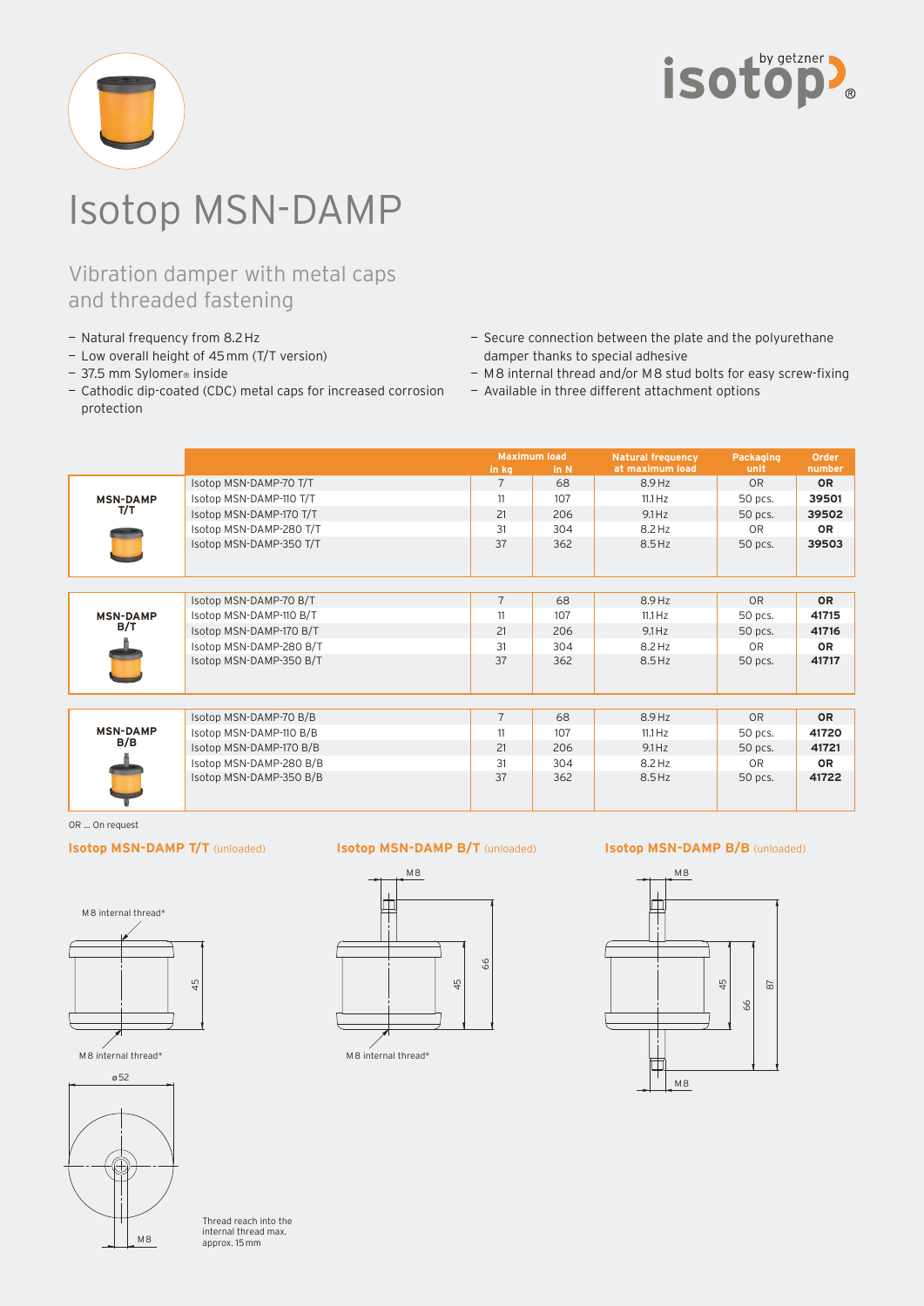# Isotop MSN-DAMP

## Vibration damper with metal caps and threaded fastening

- Natural frequency from 8.2 Hz
- Low overall height of 45 mm (T/T version)
- 37.5 mm Sylomer® inside
- Cathodic dip-coated (CDC) metal caps for increased corrosion protection
- Secure connection between the plate and the polyurethane damper thanks to special adhesive
- M8 internal thread and/or M8 stud bolts for easy screw-fixing
- Available in three different attachment options

| | | Maximum load in kg | Maximum load in N | Natural frequency at maximum load | Packaging unit | Order number |
|---|---|---|---|---|---|---|
| **MSN-DAMP T/T** | Isotop MSN-DAMP-70 T/T | 7 | 68 | 8.9 Hz | OR | **OR** |
| | Isotop MSN-DAMP-110 T/T | 11 | 107 | 11.1 Hz | 50 pcs. | **39501** |
| | Isotop MSN-DAMP-170 T/T | 21 | 206 | 9.1 Hz | 50 pcs. | **39502** |
| | Isotop MSN-DAMP-280 T/T | 31 | 304 | 8.2 Hz | OR | **OR** |
| | Isotop MSN-DAMP-350 T/T | 37 | 362 | 8.5 Hz | 50 pcs. | **39503** |
| **MSN-DAMP B/T** | Isotop MSN-DAMP-70 B/T | 7 | 68 | 8.9 Hz | OR | **OR** |
| | Isotop MSN-DAMP-110 B/T | 11 | 107 | 11.1 Hz | 50 pcs. | **41715** |
| | Isotop MSN-DAMP-170 B/T | 21 | 206 | 9.1 Hz | 50 pcs. | **41716** |
| | Isotop MSN-DAMP-280 B/T | 31 | 304 | 8.2 Hz | OR | **OR** |
| | Isotop MSN-DAMP-350 B/T | 37 | 362 | 8.5 Hz | 50 pcs. | **41717** |
| **MSN-DAMP B/B** | Isotop MSN-DAMP-70 B/B | 7 | 68 | 8.9 Hz | OR | **OR** |
| | Isotop MSN-DAMP-110 B/B | 11 | 107 | 11.1 Hz | 50 pcs. | **41720** |
| | Isotop MSN-DAMP-170 B/B | 21 | 206 | 9.1 Hz | 50 pcs. | **41721** |
| | Isotop MSN-DAMP-280 B/B | 31 | 304 | 8.2 Hz | OR | **OR** |
| | Isotop MSN-DAMP-350 B/B | 37 | 362 | 8.5 Hz | 50 pcs. | **41722** |

OR ... On request

**Isotop MSN-DAMP T/T** (unloaded)

M8 internal thread*

45

M8 internal thread*

ø52

M8

Thread reach into the internal thread max. approx. 15 mm

**Isotop MSN-DAMP B/T** (unloaded)

M8

66

45

M8 internal thread*

**Isotop MSN-DAMP B/B** (unloaded)

M8

45

66

87

M8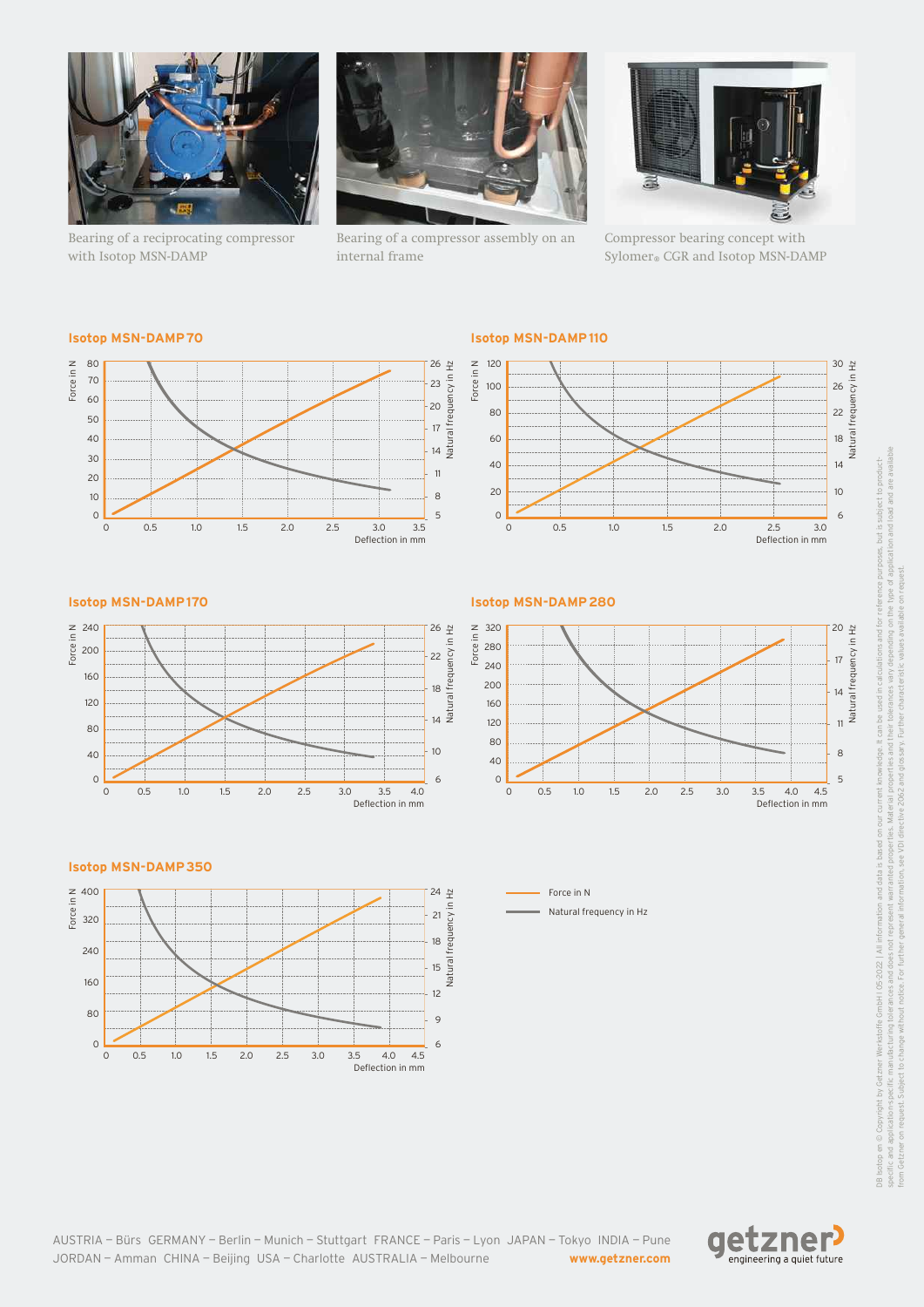Bearing of a reciprocating compressor with Isotop MSN-DAMP

Bearing of a compressor assembly on an internal frame

Compressor bearing concept with Sylomer® CGR and Isotop MSN-DAMP

### Isotop MSN-DAMP 70

Force in N: 0, 10, 20, 30, 40, 50, 60, 70, 80

Natural frequency in Hz: 5, 8, 11, 14, 17, 20, 23, 26

Deflection in mm: 0, 0.5, 1.0, 1.5, 2.0, 2.5, 3.0, 3.5

### Isotop MSN-DAMP 110

Force in N: 0, 20, 40, 60, 80, 100, 120

Natural frequency in Hz: 6, 10, 14, 18, 22, 26, 30

Deflection in mm: 0, 0.5, 1.0, 1.5, 2.0, 2.5, 3.0

### Isotop MSN-DAMP 170

Force in N: 0, 40, 80, 120, 160, 200, 240

Natural frequency in Hz: 6, 10, 14, 18, 22, 26

Deflection in mm: 0, 0.5, 1.0, 1.5, 2.0, 2.5, 3.0, 3.5, 4.0

### Isotop MSN-DAMP 280

Force in N: 0, 40, 80, 120, 160, 200, 240, 280, 320

Natural frequency in Hz: 5, 8, 11, 14, 17, 20

Deflection in mm: 0, 0.5, 1.0, 1.5, 2.0, 2.5, 3.0, 3.5, 4.0, 4.5

### Isotop MSN-DAMP 350

Force in N: 0, 80, 160, 240, 320, 400

Natural frequency in Hz: 6, 9, 12, 15, 18, 21, 24

Deflection in mm: 0, 0.5, 1.0, 1.5, 2.0, 2.5, 3.0, 3.5, 4.0, 4.5

Force in N

Natural frequency in Hz

DB Isotop en © Copyright by Getzner Werkstoffe GmbH | 05-2022 | All information and data is based on our current knowledge. It can be used in calculations and for reference purposes, but is subject to product-specific and application-specific manufacturing tolerances and does not represent warranted properties. Material properties and their tolerances vary depending on the type of application and load and are available from Getzner on request. Subject to change without notice. For further general information, see VDI directive 2062 and glossary. Further characteristic values available on request.

AUSTRIA – Bürs GERMANY – Berlin – Munich – Stuttgart FRANCE – Paris – Lyon JAPAN – Tokyo INDIA – Pune
JORDAN – Amman CHINA – Beijing USA – Charlotte AUSTRALIA – Melbourne **www.getzner.com**

getzner engineering a quiet future